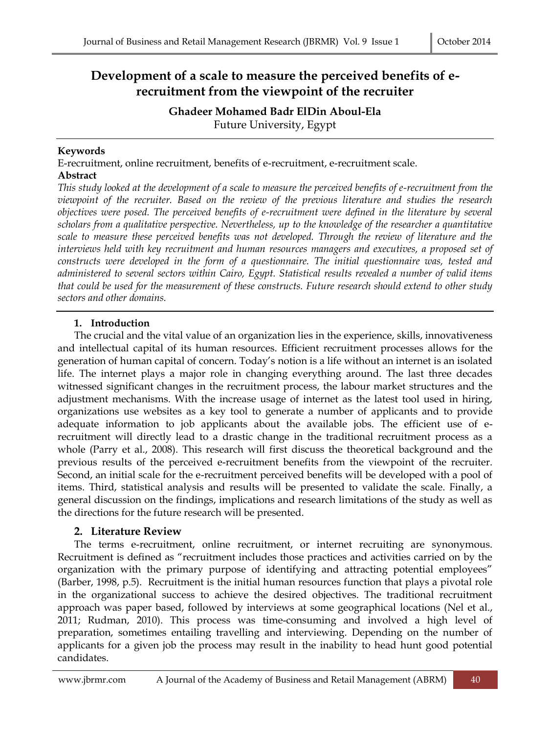# Development of a scale to measure the perceived benefits of e-recruitment from the viewpoint of the recruiter

**Ghadeer Mohamed Badr ElDin Aboul-Ela**
Future University, Egypt

**Keywords**

E-recruitment, online recruitment, benefits of e-recruitment, e-recruitment scale.

**Abstract**

*This study looked at the development of a scale to measure the perceived benefits of e-recruitment from the viewpoint of the recruiter. Based on the review of the previous literature and studies the research objectives were posed. The perceived benefits of e-recruitment were defined in the literature by several scholars from a qualitative perspective. Nevertheless, up to the knowledge of the researcher a quantitative scale to measure these perceived benefits was not developed. Through the review of literature and the interviews held with key recruitment and human resources managers and executives, a proposed set of constructs were developed in the form of a questionnaire. The initial questionnaire was, tested and administered to several sectors within Cairo, Egypt. Statistical results revealed a number of valid items that could be used for the measurement of these constructs. Future research should extend to other study sectors and other domains.*

## 1. Introduction

The crucial and the vital value of an organization lies in the experience, skills, innovativeness and intellectual capital of its human resources. Efficient recruitment processes allows for the generation of human capital of concern. Today's notion is a life without an internet is an isolated life. The internet plays a major role in changing everything around. The last three decades witnessed significant changes in the recruitment process, the labour market structures and the adjustment mechanisms. With the increase usage of internet as the latest tool used in hiring, organizations use websites as a key tool to generate a number of applicants and to provide adequate information to job applicants about the available jobs. The efficient use of e-recruitment will directly lead to a drastic change in the traditional recruitment process as a whole (Parry et al., 2008). This research will first discuss the theoretical background and the previous results of the perceived e-recruitment benefits from the viewpoint of the recruiter. Second, an initial scale for the e-recruitment perceived benefits will be developed with a pool of items. Third, statistical analysis and results will be presented to validate the scale. Finally, a general discussion on the findings, implications and research limitations of the study as well as the directions for the future research will be presented.

## 2. Literature Review

The terms e-recruitment, online recruitment, or internet recruiting are synonymous. Recruitment is defined as "recruitment includes those practices and activities carried on by the organization with the primary purpose of identifying and attracting potential employees" (Barber, 1998, p.5). Recruitment is the initial human resources function that plays a pivotal role in the organizational success to achieve the desired objectives. The traditional recruitment approach was paper based, followed by interviews at some geographical locations (Nel et al., 2011; Rudman, 2010). This process was time-consuming and involved a high level of preparation, sometimes entailing travelling and interviewing. Depending on the number of applicants for a given job the process may result in the inability to head hunt good potential candidates.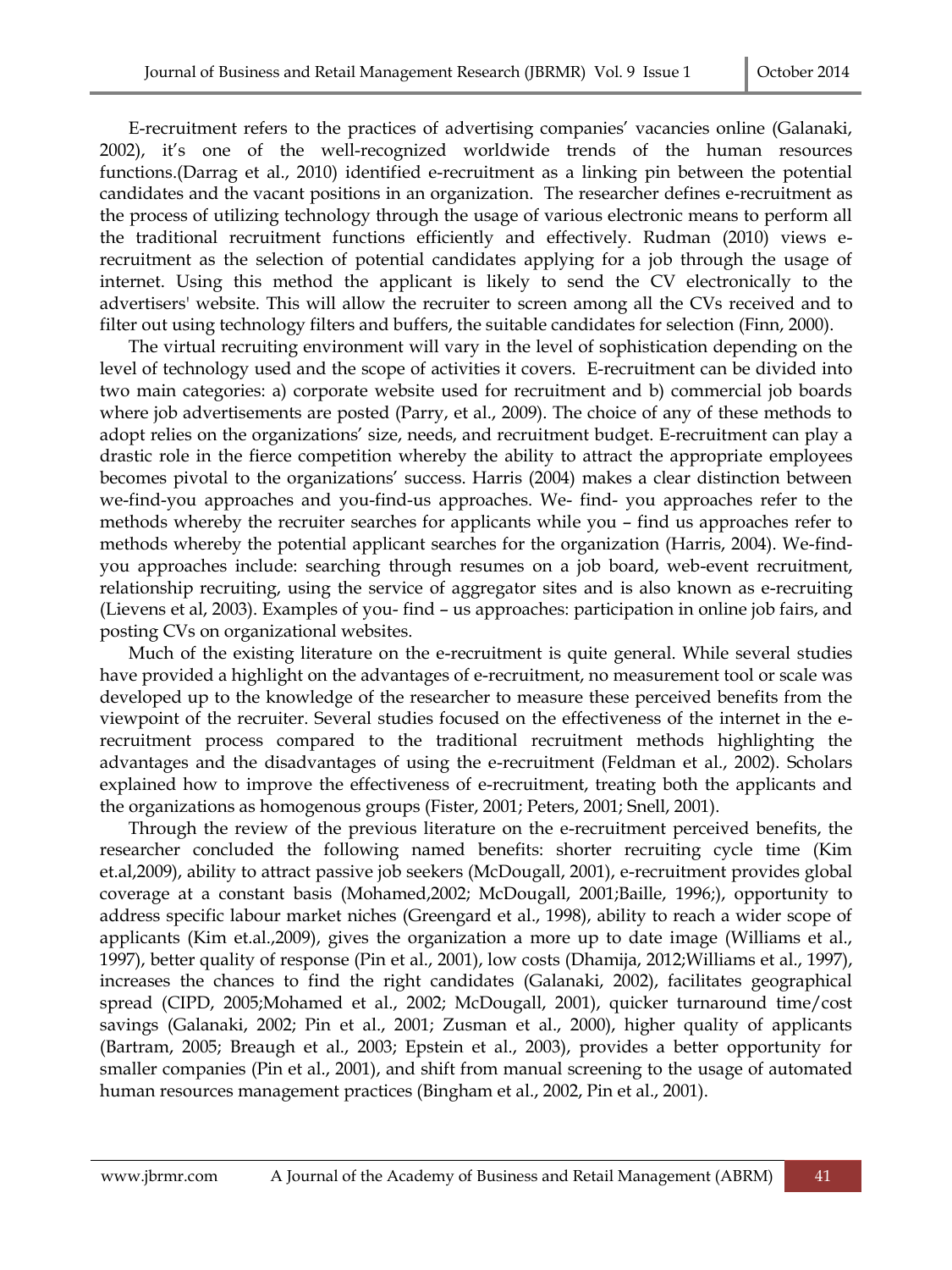E-recruitment refers to the practices of advertising companies' vacancies online (Galanaki, 2002), it's one of the well-recognized worldwide trends of the human resources functions.(Darrag et al., 2010) identified e-recruitment as a linking pin between the potential candidates and the vacant positions in an organization. The researcher defines e-recruitment as the process of utilizing technology through the usage of various electronic means to perform all the traditional recruitment functions efficiently and effectively. Rudman (2010) views e-recruitment as the selection of potential candidates applying for a job through the usage of internet. Using this method the applicant is likely to send the CV electronically to the advertisers' website. This will allow the recruiter to screen among all the CVs received and to filter out using technology filters and buffers, the suitable candidates for selection (Finn, 2000).

The virtual recruiting environment will vary in the level of sophistication depending on the level of technology used and the scope of activities it covers. E-recruitment can be divided into two main categories: a) corporate website used for recruitment and b) commercial job boards where job advertisements are posted (Parry, et al., 2009). The choice of any of these methods to adopt relies on the organizations' size, needs, and recruitment budget. E-recruitment can play a drastic role in the fierce competition whereby the ability to attract the appropriate employees becomes pivotal to the organizations' success. Harris (2004) makes a clear distinction between we-find-you approaches and you-find-us approaches. We- find- you approaches refer to the methods whereby the recruiter searches for applicants while you – find us approaches refer to methods whereby the potential applicant searches for the organization (Harris, 2004). We-find-you approaches include: searching through resumes on a job board, web-event recruitment, relationship recruiting, using the service of aggregator sites and is also known as e-recruiting (Lievens et al, 2003). Examples of you- find – us approaches: participation in online job fairs, and posting CVs on organizational websites.

Much of the existing literature on the e-recruitment is quite general. While several studies have provided a highlight on the advantages of e-recruitment, no measurement tool or scale was developed up to the knowledge of the researcher to measure these perceived benefits from the viewpoint of the recruiter. Several studies focused on the effectiveness of the internet in the e-recruitment process compared to the traditional recruitment methods highlighting the advantages and the disadvantages of using the e-recruitment (Feldman et al., 2002). Scholars explained how to improve the effectiveness of e-recruitment, treating both the applicants and the organizations as homogenous groups (Fister, 2001; Peters, 2001; Snell, 2001).

Through the review of the previous literature on the e-recruitment perceived benefits, the researcher concluded the following named benefits: shorter recruiting cycle time (Kim et.al,2009), ability to attract passive job seekers (McDougall, 2001), e-recruitment provides global coverage at a constant basis (Mohamed,2002; McDougall, 2001;Baille, 1996;), opportunity to address specific labour market niches (Greengard et al., 1998), ability to reach a wider scope of applicants (Kim et.al.,2009), gives the organization a more up to date image (Williams et al., 1997), better quality of response (Pin et al., 2001), low costs (Dhamija, 2012;Williams et al., 1997), increases the chances to find the right candidates (Galanaki, 2002), facilitates geographical spread (CIPD, 2005;Mohamed et al., 2002; McDougall, 2001), quicker turnaround time/cost savings (Galanaki, 2002; Pin et al., 2001; Zusman et al., 2000), higher quality of applicants (Bartram, 2005; Breaugh et al., 2003; Epstein et al., 2003), provides a better opportunity for smaller companies (Pin et al., 2001), and shift from manual screening to the usage of automated human resources management practices (Bingham et al., 2002, Pin et al., 2001).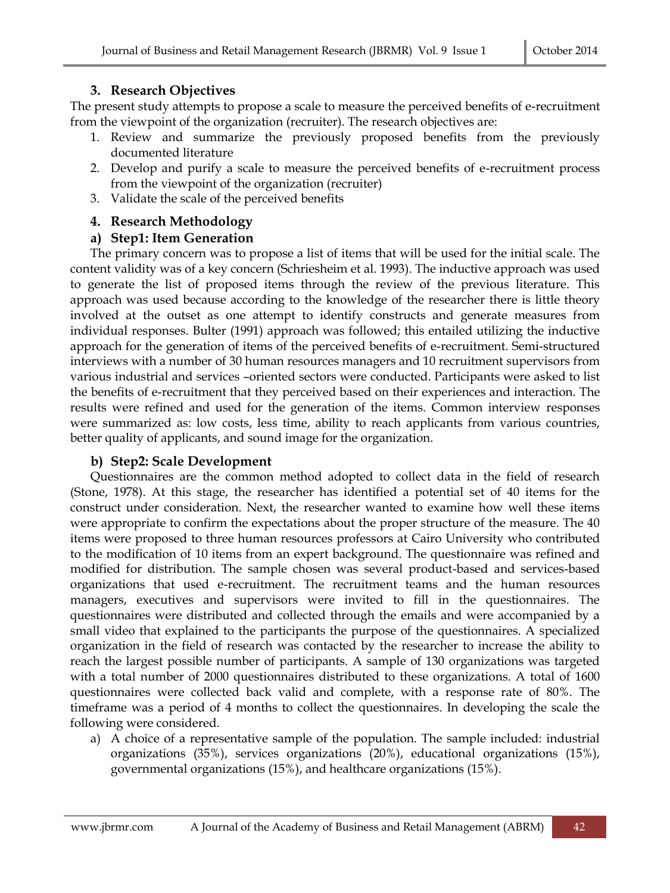### 3. Research Objectives

The present study attempts to propose a scale to measure the perceived benefits of e-recruitment from the viewpoint of the organization (recruiter). The research objectives are:

1. Review and summarize the previously proposed benefits from the previously documented literature
2. Develop and purify a scale to measure the perceived benefits of e-recruitment process from the viewpoint of the organization (recruiter)
3. Validate the scale of the perceived benefits

### 4. Research Methodology

#### a) Step1: Item Generation

The primary concern was to propose a list of items that will be used for the initial scale. The content validity was of a key concern (Schriesheim et al. 1993). The inductive approach was used to generate the list of proposed items through the review of the previous literature. This approach was used because according to the knowledge of the researcher there is little theory involved at the outset as one attempt to identify constructs and generate measures from individual responses. Bulter (1991) approach was followed; this entailed utilizing the inductive approach for the generation of items of the perceived benefits of e-recruitment. Semi-structured interviews with a number of 30 human resources managers and 10 recruitment supervisors from various industrial and services –oriented sectors were conducted. Participants were asked to list the benefits of e-recruitment that they perceived based on their experiences and interaction. The results were refined and used for the generation of the items. Common interview responses were summarized as: low costs, less time, ability to reach applicants from various countries, better quality of applicants, and sound image for the organization.

#### b) Step2: Scale Development

Questionnaires are the common method adopted to collect data in the field of research (Stone, 1978). At this stage, the researcher has identified a potential set of 40 items for the construct under consideration. Next, the researcher wanted to examine how well these items were appropriate to confirm the expectations about the proper structure of the measure. The 40 items were proposed to three human resources professors at Cairo University who contributed to the modification of 10 items from an expert background. The questionnaire was refined and modified for distribution. The sample chosen was several product-based and services-based organizations that used e-recruitment. The recruitment teams and the human resources managers, executives and supervisors were invited to fill in the questionnaires. The questionnaires were distributed and collected through the emails and were accompanied by a small video that explained to the participants the purpose of the questionnaires. A specialized organization in the field of research was contacted by the researcher to increase the ability to reach the largest possible number of participants. A sample of 130 organizations was targeted with a total number of 2000 questionnaires distributed to these organizations. A total of 1600 questionnaires were collected back valid and complete, with a response rate of 80%. The timeframe was a period of 4 months to collect the questionnaires. In developing the scale the following were considered.

a) A choice of a representative sample of the population. The sample included: industrial organizations (35%), services organizations (20%), educational organizations (15%), governmental organizations (15%), and healthcare organizations (15%).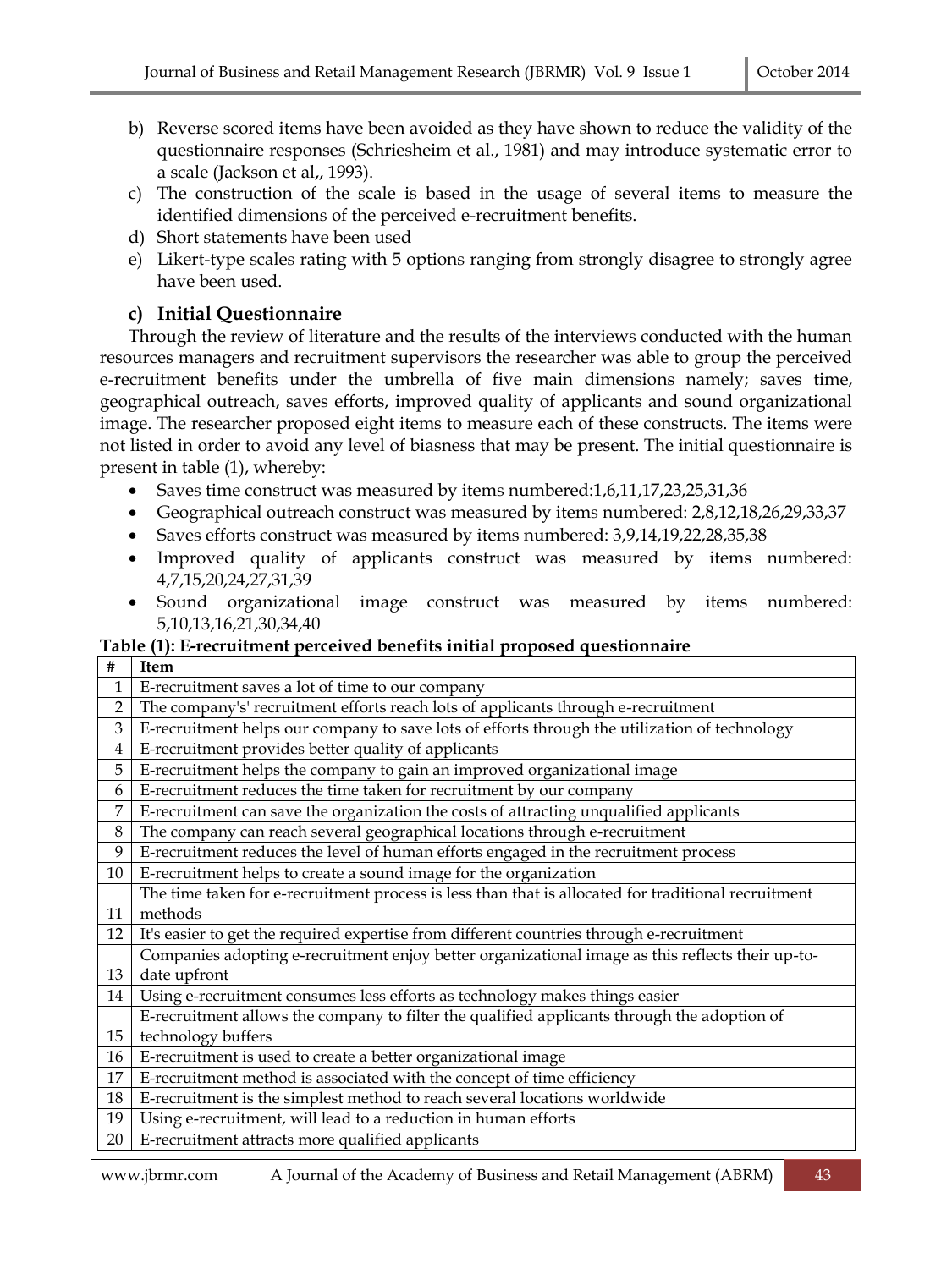b) Reverse scored items have been avoided as they have shown to reduce the validity of the questionnaire responses (Schriesheim et al., 1981) and may introduce systematic error to a scale (Jackson et al,, 1993).
c) The construction of the scale is based in the usage of several items to measure the identified dimensions of the perceived e-recruitment benefits.
d) Short statements have been used
e) Likert-type scales rating with 5 options ranging from strongly disagree to strongly agree have been used.

### c) Initial Questionnaire

Through the review of literature and the results of the interviews conducted with the human resources managers and recruitment supervisors the researcher was able to group the perceived e-recruitment benefits under the umbrella of five main dimensions namely; saves time, geographical outreach, saves efforts, improved quality of applicants and sound organizational image. The researcher proposed eight items to measure each of these constructs. The items were not listed in order to avoid any level of biasness that may be present. The initial questionnaire is present in table (1), whereby:

- Saves time construct was measured by items numbered:1,6,11,17,23,25,31,36
- Geographical outreach construct was measured by items numbered: 2,8,12,18,26,29,33,37
- Saves efforts construct was measured by items numbered: 3,9,14,19,22,28,35,38
- Improved quality of applicants construct was measured by items numbered: 4,7,15,20,24,27,31,39
- Sound organizational image construct was measured by items numbered: 5,10,13,16,21,30,34,40

**Table (1): E-recruitment perceived benefits initial proposed questionnaire**

| # | Item |
|---|---|
| 1 | E-recruitment saves a lot of time to our company |
| 2 | The company's' recruitment efforts reach lots of applicants through e-recruitment |
| 3 | E-recruitment helps our company to save lots of efforts through the utilization of technology |
| 4 | E-recruitment provides better quality of applicants |
| 5 | E-recruitment helps the company to gain an improved organizational image |
| 6 | E-recruitment reduces the time taken for recruitment by our company |
| 7 | E-recruitment can save the organization the costs of attracting unqualified applicants |
| 8 | The company can reach several geographical locations through e-recruitment |
| 9 | E-recruitment reduces the level of human efforts engaged in the recruitment process |
| 10 | E-recruitment helps to create a sound image for the organization |
| 11 | The time taken for e-recruitment process is less than that is allocated for traditional recruitment methods |
| 12 | It's easier to get the required expertise from different countries through e-recruitment |
| 13 | Companies adopting e-recruitment enjoy better organizational image as this reflects their up-to-date upfront |
| 14 | Using e-recruitment consumes less efforts as technology makes things easier |
| 15 | E-recruitment allows the company to filter the qualified applicants through the adoption of technology buffers |
| 16 | E-recruitment is used to create a better organizational image |
| 17 | E-recruitment method is associated with the concept of time efficiency |
| 18 | E-recruitment is the simplest method to reach several locations worldwide |
| 19 | Using e-recruitment, will lead to a reduction in human efforts |
| 20 | E-recruitment attracts more qualified applicants |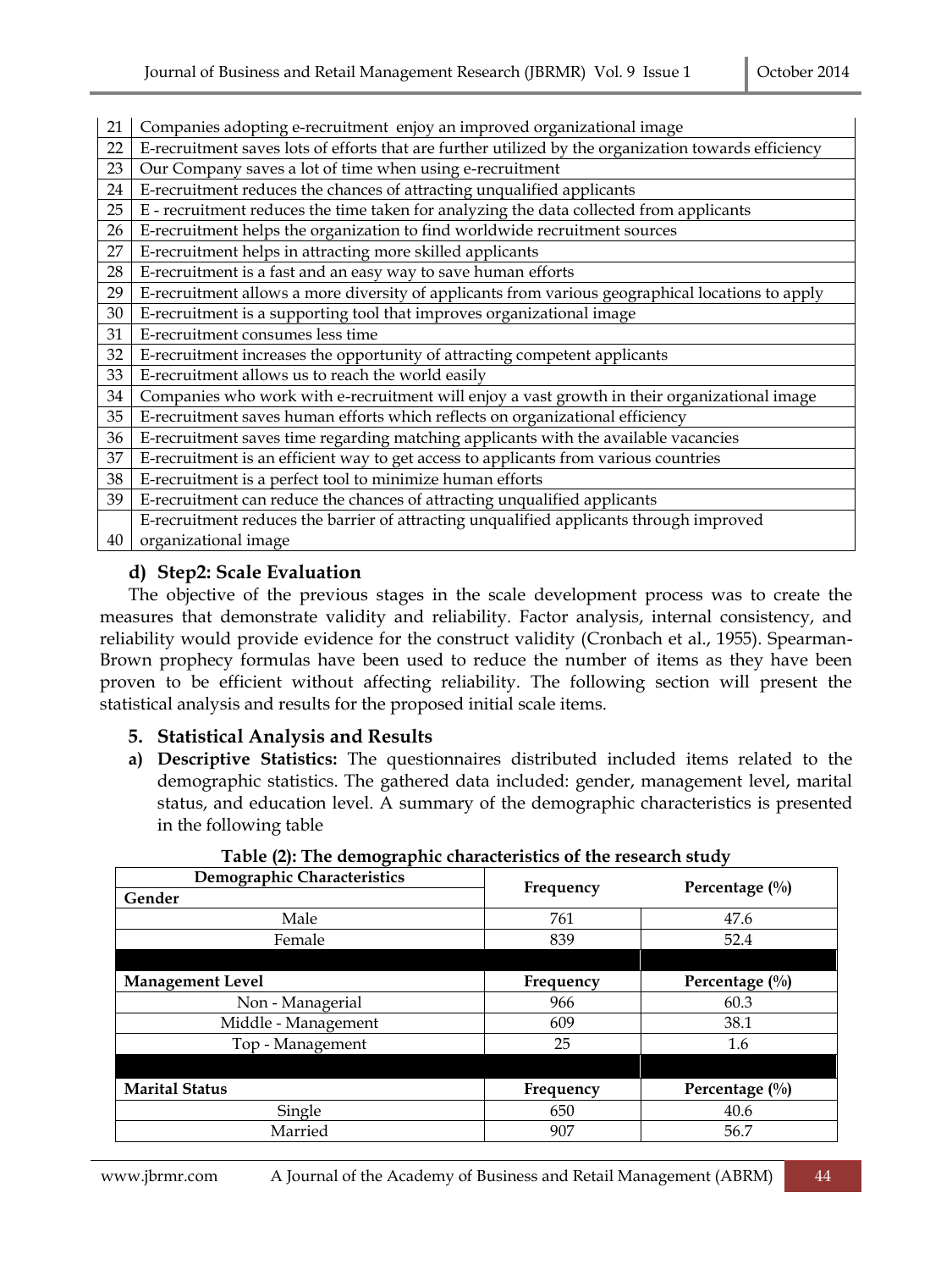| | |
|---|---|
| 21 | Companies adopting e-recruitment enjoy an improved organizational image |
| 22 | E-recruitment saves lots of efforts that are further utilized by the organization towards efficiency |
| 23 | Our Company saves a lot of time when using e-recruitment |
| 24 | E-recruitment reduces the chances of attracting unqualified applicants |
| 25 | E - recruitment reduces the time taken for analyzing the data collected from applicants |
| 26 | E-recruitment helps the organization to find worldwide recruitment sources |
| 27 | E-recruitment helps in attracting more skilled applicants |
| 28 | E-recruitment is a fast and an easy way to save human efforts |
| 29 | E-recruitment allows a more diversity of applicants from various geographical locations to apply |
| 30 | E-recruitment is a supporting tool that improves organizational image |
| 31 | E-recruitment consumes less time |
| 32 | E-recruitment increases the opportunity of attracting competent applicants |
| 33 | E-recruitment allows us to reach the world easily |
| 34 | Companies who work with e-recruitment will enjoy a vast growth in their organizational image |
| 35 | E-recruitment saves human efforts which reflects on organizational efficiency |
| 36 | E-recruitment saves time regarding matching applicants with the available vacancies |
| 37 | E-recruitment is an efficient way to get access to applicants from various countries |
| 38 | E-recruitment is a perfect tool to minimize human efforts |
| 39 | E-recruitment can reduce the chances of attracting unqualified applicants |
| 40 | E-recruitment reduces the barrier of attracting unqualified applicants through improved organizational image |

### d) Step2: Scale Evaluation

The objective of the previous stages in the scale development process was to create the measures that demonstrate validity and reliability. Factor analysis, internal consistency, and reliability would provide evidence for the construct validity (Cronbach et al., 1955). Spearman-Brown prophecy formulas have been used to reduce the number of items as they have been proven to be efficient without affecting reliability. The following section will present the statistical analysis and results for the proposed initial scale items.

## 5. Statistical Analysis and Results

a) **Descriptive Statistics:** The questionnaires distributed included items related to the demographic statistics. The gathered data included: gender, management level, marital status, and education level. A summary of the demographic characteristics is presented in the following table

**Table (2): The demographic characteristics of the research study**

| Demographic Characteristics | Frequency | Percentage (%) |
|---|---|---|
| **Gender** | | |
| Male | 761 | 47.6 |
| Female | 839 | 52.4 |
| | | |
| **Management Level** | **Frequency** | **Percentage (%)** |
| Non - Managerial | 966 | 60.3 |
| Middle - Management | 609 | 38.1 |
| Top - Management | 25 | 1.6 |
| | | |
| **Marital Status** | **Frequency** | **Percentage (%)** |
| Single | 650 | 40.6 |
| Married | 907 | 56.7 |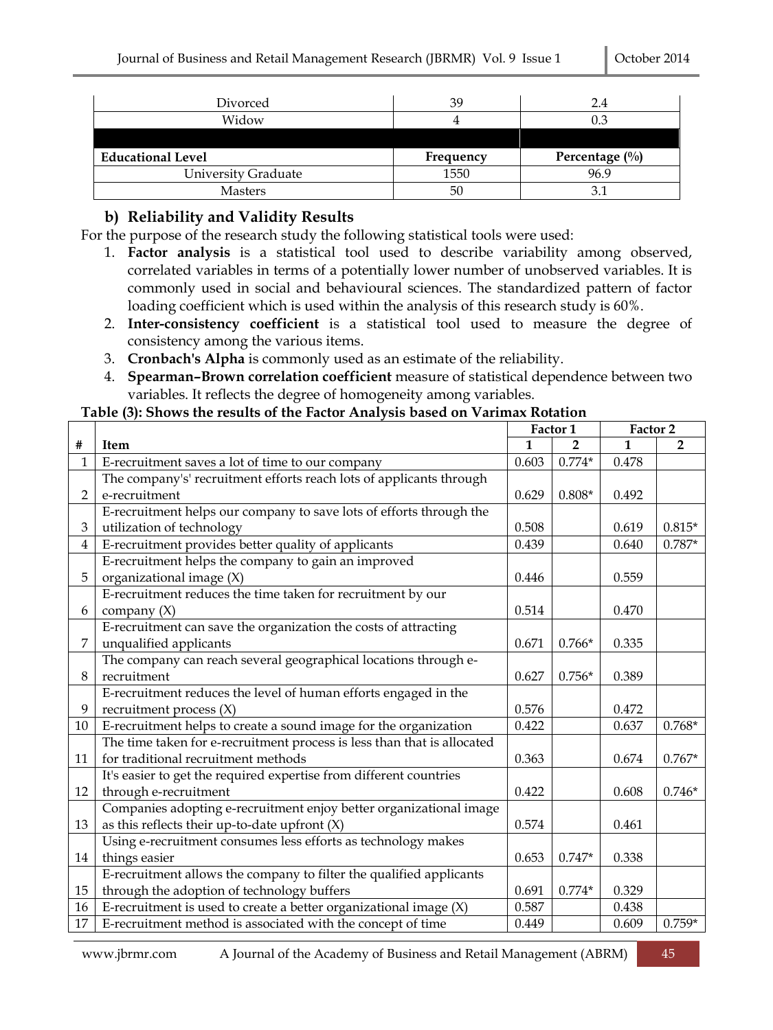| | | |
|---|---|---|
| Divorced | 39 | 2.4 |
| Widow | 4 | 0.3 |
| | | |
| **Educational Level** | **Frequency** | **Percentage (%)** |
| University Graduate | 1550 | 96.9 |
| Masters | 50 | 3.1 |

### b) Reliability and Validity Results

For the purpose of the research study the following statistical tools were used:

1. **Factor analysis** is a statistical tool used to describe variability among observed, correlated variables in terms of a potentially lower number of unobserved variables. It is commonly used in social and behavioural sciences. The standardized pattern of factor loading coefficient which is used within the analysis of this research study is 60%.
2. **Inter-consistency coefficient** is a statistical tool used to measure the degree of consistency among the various items.
3. **Cronbach's Alpha** is commonly used as an estimate of the reliability.
4. **Spearman–Brown correlation coefficient** measure of statistical dependence between two variables. It reflects the degree of homogeneity among variables.

**Table (3): Shows the results of the Factor Analysis based on Varimax Rotation**

| | | Factor 1 | | Factor 2 | |
|---|---|---|---|---|---|
| **#** | **Item** | **1** | **2** | **1** | **2** |
| 1 | E-recruitment saves a lot of time to our company | 0.603 | 0.774* | 0.478 | |
| 2 | The company's' recruitment efforts reach lots of applicants through e-recruitment | 0.629 | 0.808* | 0.492 | |
| 3 | E-recruitment helps our company to save lots of efforts through the utilization of technology | 0.508 | | 0.619 | 0.815* |
| 4 | E-recruitment provides better quality of applicants | 0.439 | | 0.640 | 0.787* |
| 5 | E-recruitment helps the company to gain an improved organizational image (X) | 0.446 | | 0.559 | |
| 6 | E-recruitment reduces the time taken for recruitment by our company (X) | 0.514 | | 0.470 | |
| 7 | E-recruitment can save the organization the costs of attracting unqualified applicants | 0.671 | 0.766* | 0.335 | |
| 8 | The company can reach several geographical locations through e-recruitment | 0.627 | 0.756* | 0.389 | |
| 9 | E-recruitment reduces the level of human efforts engaged in the recruitment process (X) | 0.576 | | 0.472 | |
| 10 | E-recruitment helps to create a sound image for the organization | 0.422 | | 0.637 | 0.768* |
| 11 | The time taken for e-recruitment process is less than that is allocated for traditional recruitment methods | 0.363 | | 0.674 | 0.767* |
| 12 | It's easier to get the required expertise from different countries through e-recruitment | 0.422 | | 0.608 | 0.746* |
| 13 | Companies adopting e-recruitment enjoy better organizational image as this reflects their up-to-date upfront (X) | 0.574 | | 0.461 | |
| 14 | Using e-recruitment consumes less efforts as technology makes things easier | 0.653 | 0.747* | 0.338 | |
| 15 | E-recruitment allows the company to filter the qualified applicants through the adoption of technology buffers | 0.691 | 0.774* | 0.329 | |
| 16 | E-recruitment is used to create a better organizational image (X) | 0.587 | | 0.438 | |
| 17 | E-recruitment method is associated with the concept of time | 0.449 | | 0.609 | 0.759* |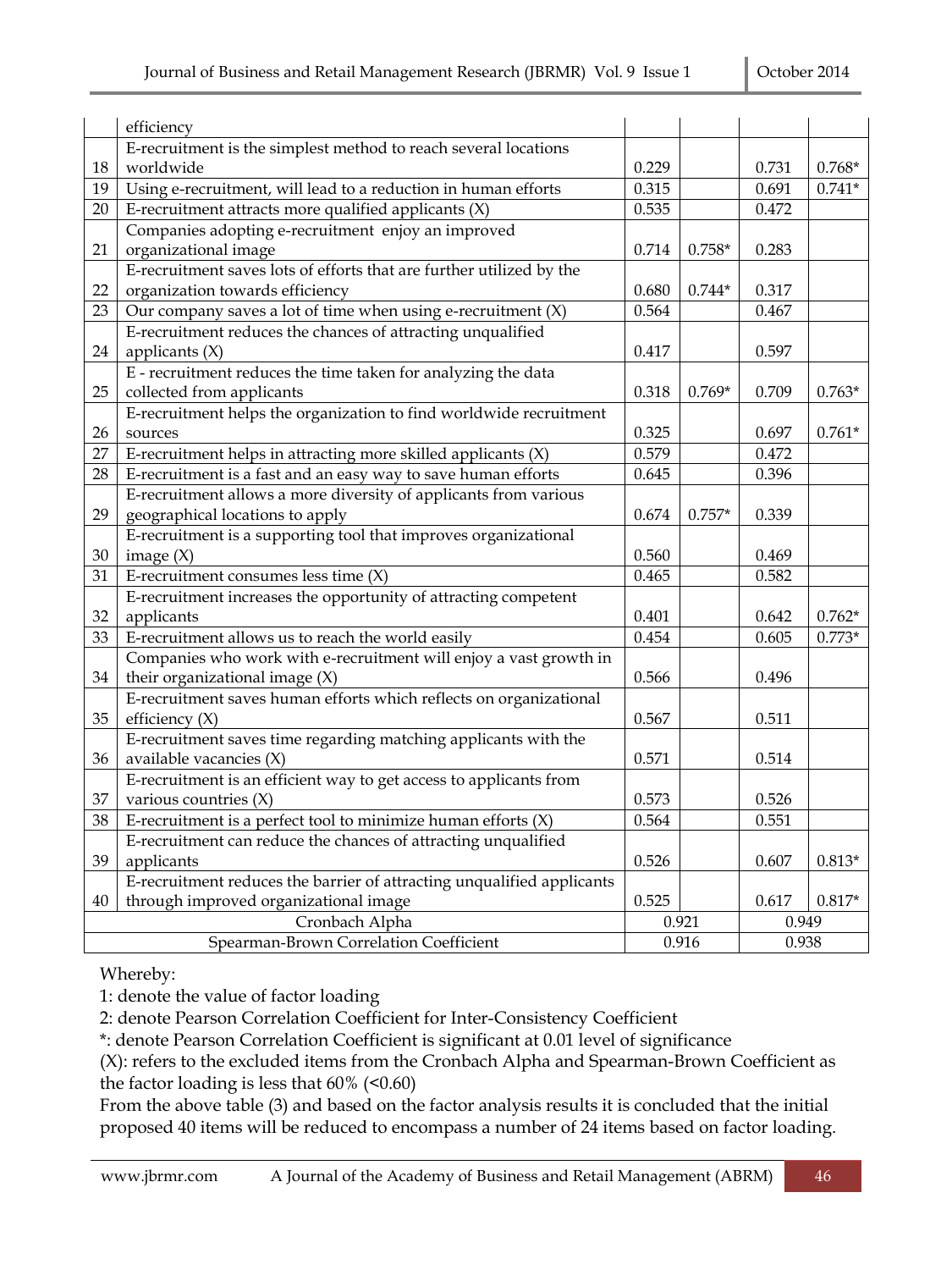|  |  |  |  |  |  |
|---|---|---|---|---|---|
|  | efficiency |  |  |  |  |
| 18 | E-recruitment is the simplest method to reach several locations worldwide | 0.229 |  | 0.731 | 0.768* |
| 19 | Using e-recruitment, will lead to a reduction in human efforts | 0.315 |  | 0.691 | 0.741* |
| 20 | E-recruitment attracts more qualified applicants (X) | 0.535 |  | 0.472 |  |
| 21 | Companies adopting e-recruitment enjoy an improved organizational image | 0.714 | 0.758* | 0.283 |  |
| 22 | E-recruitment saves lots of efforts that are further utilized by the organization towards efficiency | 0.680 | 0.744* | 0.317 |  |
| 23 | Our company saves a lot of time when using e-recruitment (X) | 0.564 |  | 0.467 |  |
| 24 | E-recruitment reduces the chances of attracting unqualified applicants (X) | 0.417 |  | 0.597 |  |
| 25 | E - recruitment reduces the time taken for analyzing the data collected from applicants | 0.318 | 0.769* | 0.709 | 0.763* |
| 26 | E-recruitment helps the organization to find worldwide recruitment sources | 0.325 |  | 0.697 | 0.761* |
| 27 | E-recruitment helps in attracting more skilled applicants (X) | 0.579 |  | 0.472 |  |
| 28 | E-recruitment is a fast and an easy way to save human efforts | 0.645 |  | 0.396 |  |
| 29 | E-recruitment allows a more diversity of applicants from various geographical locations to apply | 0.674 | 0.757* | 0.339 |  |
| 30 | E-recruitment is a supporting tool that improves organizational image (X) | 0.560 |  | 0.469 |  |
| 31 | E-recruitment consumes less time (X) | 0.465 |  | 0.582 |  |
| 32 | E-recruitment increases the opportunity of attracting competent applicants | 0.401 |  | 0.642 | 0.762* |
| 33 | E-recruitment allows us to reach the world easily | 0.454 |  | 0.605 | 0.773* |
| 34 | Companies who work with e-recruitment will enjoy a vast growth in their organizational image (X) | 0.566 |  | 0.496 |  |
| 35 | E-recruitment saves human efforts which reflects on organizational efficiency (X) | 0.567 |  | 0.511 |  |
| 36 | E-recruitment saves time regarding matching applicants with the available vacancies (X) | 0.571 |  | 0.514 |  |
| 37 | E-recruitment is an efficient way to get access to applicants from various countries (X) | 0.573 |  | 0.526 |  |
| 38 | E-recruitment is a perfect tool to minimize human efforts (X) | 0.564 |  | 0.551 |  |
| 39 | E-recruitment can reduce the chances of attracting unqualified applicants | 0.526 |  | 0.607 | 0.813* |
| 40 | E-recruitment reduces the barrier of attracting unqualified applicants through improved organizational image | 0.525 |  | 0.617 | 0.817* |
| Cronbach Alpha |  | 0.921 |  | 0.949 |  |
| Spearman-Brown Correlation Coefficient |  | 0.916 |  | 0.938 |  |

Whereby:

1: denote the value of factor loading

2: denote Pearson Correlation Coefficient for Inter-Consistency Coefficient

*: denote Pearson Correlation Coefficient is significant at 0.01 level of significance

(X): refers to the excluded items from the Cronbach Alpha and Spearman-Brown Coefficient as the factor loading is less that 60% (<0.60)

From the above table (3) and based on the factor analysis results it is concluded that the initial proposed 40 items will be reduced to encompass a number of 24 items based on factor loading.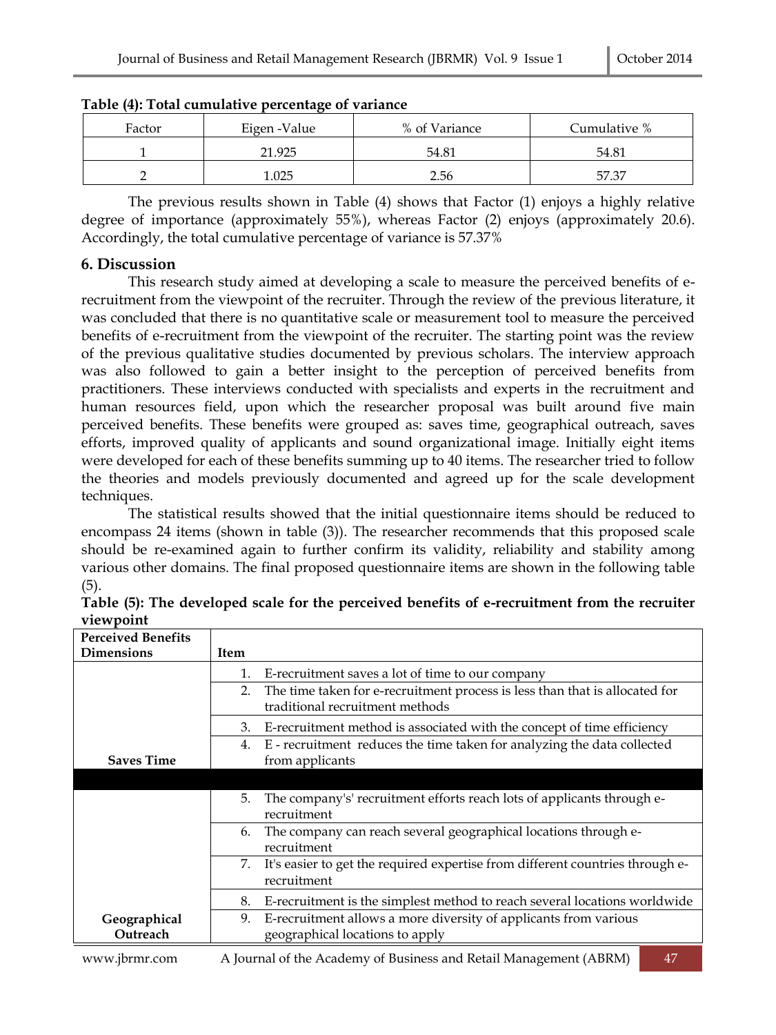**Table (4): Total cumulative percentage of variance**

| Factor | Eigen -Value | % of Variance | Cumulative % |
|---|---|---|---|
| 1 | 21.925 | 54.81 | 54.81 |
| 2 | 1.025 | 2.56 | 57.37 |

The previous results shown in Table (4) shows that Factor (1) enjoys a highly relative degree of importance (approximately 55%), whereas Factor (2) enjoys (approximately 20.6). Accordingly, the total cumulative percentage of variance is 57.37%

## 6. Discussion

This research study aimed at developing a scale to measure the perceived benefits of e-recruitment from the viewpoint of the recruiter. Through the review of the previous literature, it was concluded that there is no quantitative scale or measurement tool to measure the perceived benefits of e-recruitment from the viewpoint of the recruiter. The starting point was the review of the previous qualitative studies documented by previous scholars. The interview approach was also followed to gain a better insight to the perception of perceived benefits from practitioners. These interviews conducted with specialists and experts in the recruitment and human resources field, upon which the researcher proposal was built around five main perceived benefits. These benefits were grouped as: saves time, geographical outreach, saves efforts, improved quality of applicants and sound organizational image. Initially eight items were developed for each of these benefits summing up to 40 items. The researcher tried to follow the theories and models previously documented and agreed up for the scale development techniques.

The statistical results showed that the initial questionnaire items should be reduced to encompass 24 items (shown in table (3)). The researcher recommends that this proposed scale should be re-examined again to further confirm its validity, reliability and stability among various other domains. The final proposed questionnaire items are shown in the following table (5).

**Table (5): The developed scale for the perceived benefits of e-recruitment from the recruiter viewpoint**

| Perceived Benefits Dimensions | Item |
|---|---|
| Saves Time | 1. E-recruitment saves a lot of time to our company |
| | 2. The time taken for e-recruitment process is less than that is allocated for traditional recruitment methods |
| | 3. E-recruitment method is associated with the concept of time efficiency |
| | 4. E - recruitment reduces the time taken for analyzing the data collected from applicants |
| Geographical Outreach | 5. The company's' recruitment efforts reach lots of applicants through e-recruitment |
| | 6. The company can reach several geographical locations through e-recruitment |
| | 7. It's easier to get the required expertise from different countries through e-recruitment |
| | 8. E-recruitment is the simplest method to reach several locations worldwide |
| | 9. E-recruitment allows a more diversity of applicants from various geographical locations to apply |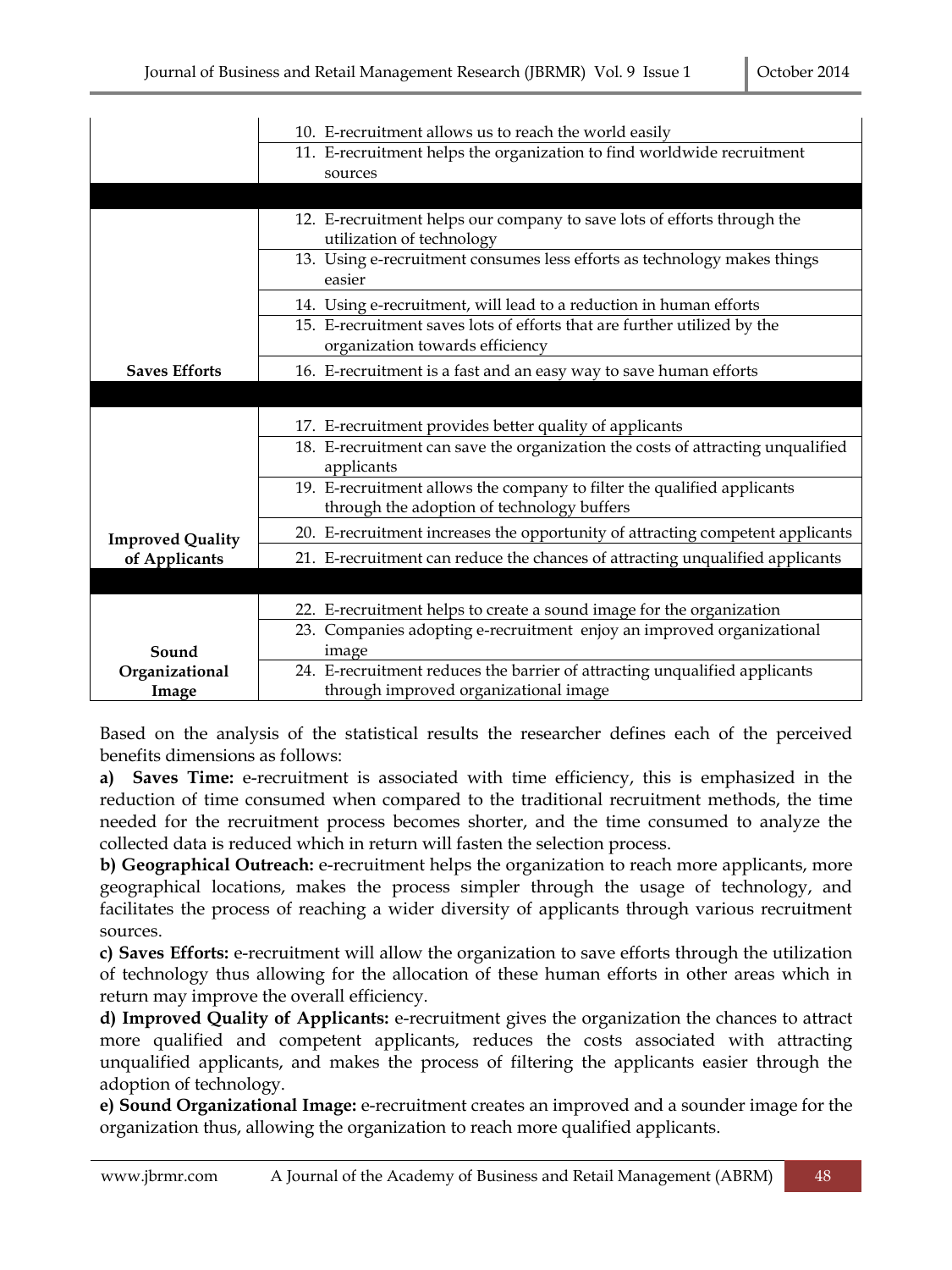| | |
|---|---|
| | 10. E-recruitment allows us to reach the world easily |
| | 11. E-recruitment helps the organization to find worldwide recruitment sources |
| | |
| | 12. E-recruitment helps our company to save lots of efforts through the utilization of technology |
| | 13. Using e-recruitment consumes less efforts as technology makes things easier |
| | 14. Using e-recruitment, will lead to a reduction in human efforts |
| | 15. E-recruitment saves lots of efforts that are further utilized by the organization towards efficiency |
| **Saves Efforts** | 16. E-recruitment is a fast and an easy way to save human efforts |
| | |
| | 17. E-recruitment provides better quality of applicants |
| | 18. E-recruitment can save the organization the costs of attracting unqualified applicants |
| | 19. E-recruitment allows the company to filter the qualified applicants through the adoption of technology buffers |
| **Improved Quality of Applicants** | 20. E-recruitment increases the opportunity of attracting competent applicants |
| | 21. E-recruitment can reduce the chances of attracting unqualified applicants |
| | |
| | 22. E-recruitment helps to create a sound image for the organization |
| **Sound Organizational Image** | 23. Companies adopting e-recruitment enjoy an improved organizational image |
| | 24. E-recruitment reduces the barrier of attracting unqualified applicants through improved organizational image |

Based on the analysis of the statistical results the researcher defines each of the perceived benefits dimensions as follows:

**a) Saves Time:** e-recruitment is associated with time efficiency, this is emphasized in the reduction of time consumed when compared to the traditional recruitment methods, the time needed for the recruitment process becomes shorter, and the time consumed to analyze the collected data is reduced which in return will fasten the selection process.

**b) Geographical Outreach:** e-recruitment helps the organization to reach more applicants, more geographical locations, makes the process simpler through the usage of technology, and facilitates the process of reaching a wider diversity of applicants through various recruitment sources.

**c) Saves Efforts:** e-recruitment will allow the organization to save efforts through the utilization of technology thus allowing for the allocation of these human efforts in other areas which in return may improve the overall efficiency.

**d) Improved Quality of Applicants:** e-recruitment gives the organization the chances to attract more qualified and competent applicants, reduces the costs associated with attracting unqualified applicants, and makes the process of filtering the applicants easier through the adoption of technology.

**e) Sound Organizational Image:** e-recruitment creates an improved and a sounder image for the organization thus, allowing the organization to reach more qualified applicants.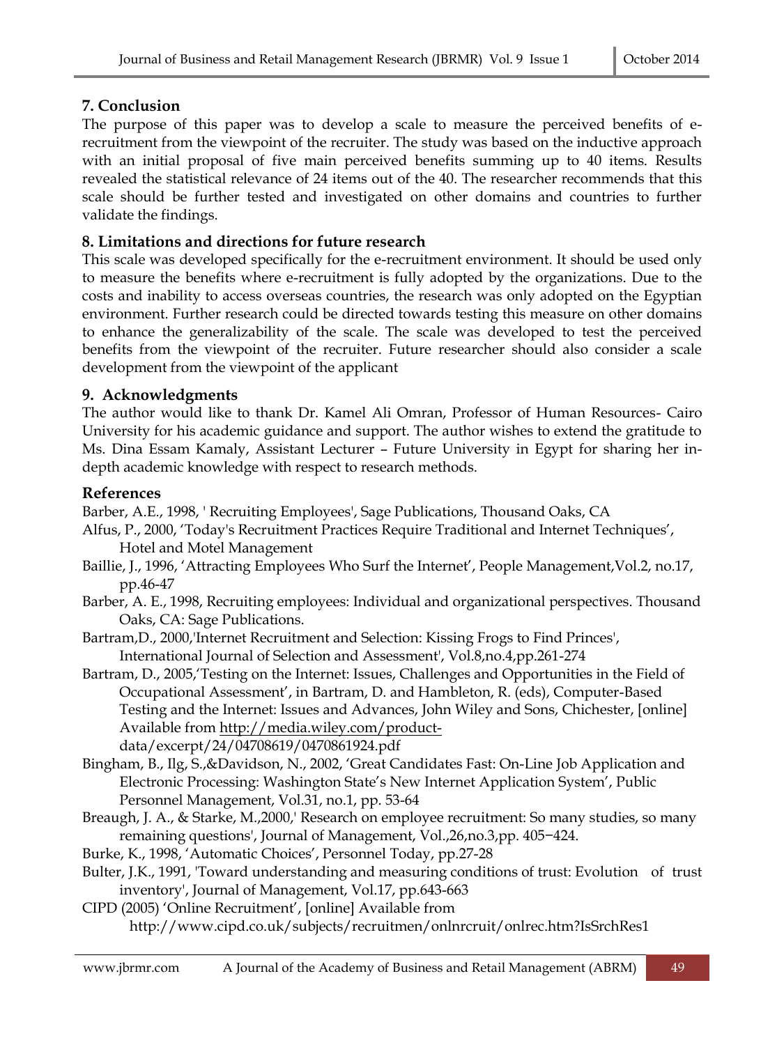## 7. Conclusion

The purpose of this paper was to develop a scale to measure the perceived benefits of e-recruitment from the viewpoint of the recruiter. The study was based on the inductive approach with an initial proposal of five main perceived benefits summing up to 40 items. Results revealed the statistical relevance of 24 items out of the 40. The researcher recommends that this scale should be further tested and investigated on other domains and countries to further validate the findings.

## 8. Limitations and directions for future research

This scale was developed specifically for the e-recruitment environment. It should be used only to measure the benefits where e-recruitment is fully adopted by the organizations. Due to the costs and inability to access overseas countries, the research was only adopted on the Egyptian environment. Further research could be directed towards testing this measure on other domains to enhance the generalizability of the scale. The scale was developed to test the perceived benefits from the viewpoint of the recruiter. Future researcher should also consider a scale development from the viewpoint of the applicant

## 9. Acknowledgments

The author would like to thank Dr. Kamel Ali Omran, Professor of Human Resources- Cairo University for his academic guidance and support. The author wishes to extend the gratitude to Ms. Dina Essam Kamaly, Assistant Lecturer – Future University in Egypt for sharing her in-depth academic knowledge with respect to research methods.

## References

Barber, A.E., 1998, ' Recruiting Employees', Sage Publications, Thousand Oaks, CA

Alfus, P., 2000, 'Today's Recruitment Practices Require Traditional and Internet Techniques', Hotel and Motel Management

Baillie, J., 1996, 'Attracting Employees Who Surf the Internet', People Management,Vol.2, no.17, pp.46-47

Barber, A. E., 1998, Recruiting employees: Individual and organizational perspectives. Thousand Oaks, CA: Sage Publications.

Bartram,D., 2000,'Internet Recruitment and Selection: Kissing Frogs to Find Princes', International Journal of Selection and Assessment', Vol.8,no.4,pp.261-274

Bartram, D., 2005,'Testing on the Internet: Issues, Challenges and Opportunities in the Field of Occupational Assessment', in Bartram, D. and Hambleton, R. (eds), Computer-Based Testing and the Internet: Issues and Advances, John Wiley and Sons, Chichester, [online] Available from http://media.wiley.com/product-data/excerpt/24/04708619/0470861924.pdf

Bingham, B., Ilg, S.,&Davidson, N., 2002, 'Great Candidates Fast: On-Line Job Application and Electronic Processing: Washington State's New Internet Application System', Public Personnel Management, Vol.31, no.1, pp. 53-64

Breaugh, J. A., & Starke, M.,2000,' Research on employee recruitment: So many studies, so many remaining questions', Journal of Management, Vol.,26,no.3,pp. 405−424.

Burke, K., 1998, 'Automatic Choices', Personnel Today, pp.27-28

Bulter, J.K., 1991, 'Toward understanding and measuring conditions of trust: Evolution of trust inventory', Journal of Management, Vol.17, pp.643-663

CIPD (2005) 'Online Recruitment', [online] Available from http://www.cipd.co.uk/subjects/recruitmen/onlnrcruit/onlrec.htm?IsSrchRes1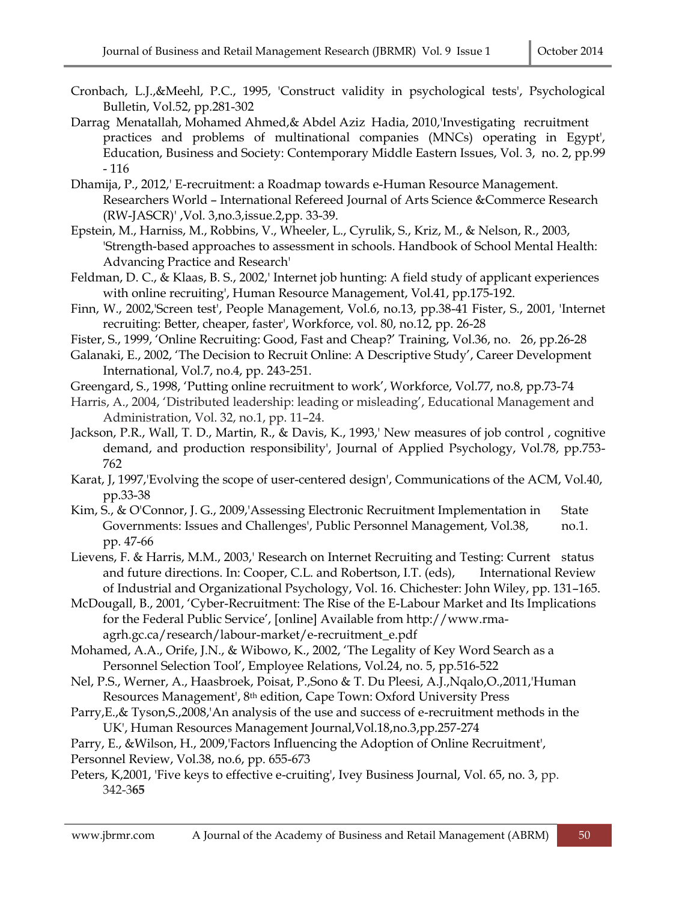Cronbach, L.J.,&Meehl, P.C., 1995, 'Construct validity in psychological tests', Psychological Bulletin, Vol.52, pp.281-302

Darrag Menatallah, Mohamed Ahmed,& Abdel Aziz Hadia, 2010,'Investigating recruitment practices and problems of multinational companies (MNCs) operating in Egypt', Education, Business and Society: Contemporary Middle Eastern Issues, Vol. 3, no. 2, pp.99 - 116

Dhamija, P., 2012,' E-recruitment: a Roadmap towards e-Human Resource Management. Researchers World – International Refereed Journal of Arts Science &Commerce Research (RW-JASCR)' ,Vol. 3,no.3,issue.2,pp. 33-39.

Epstein, M., Harniss, M., Robbins, V., Wheeler, L., Cyrulik, S., Kriz, M., & Nelson, R., 2003, 'Strength-based approaches to assessment in schools. Handbook of School Mental Health: Advancing Practice and Research'

Feldman, D. C., & Klaas, B. S., 2002,' Internet job hunting: A field study of applicant experiences with online recruiting', Human Resource Management, Vol.41, pp.175-192.

Finn, W., 2002,'Screen test', People Management, Vol.6, no.13, pp.38-41 Fister, S., 2001, 'Internet recruiting: Better, cheaper, faster', Workforce, vol. 80, no.12, pp. 26-28

Fister, S., 1999, 'Online Recruiting: Good, Fast and Cheap?' Training, Vol.36, no. 26, pp.26-28

Galanaki, E., 2002, 'The Decision to Recruit Online: A Descriptive Study', Career Development International, Vol.7, no.4, pp. 243-251.

Greengard, S., 1998, 'Putting online recruitment to work', Workforce, Vol.77, no.8, pp.73-74

Harris, A., 2004, 'Distributed leadership: leading or misleading', Educational Management and Administration, Vol. 32, no.1, pp. 11–24.

Jackson, P.R., Wall, T. D., Martin, R., & Davis, K., 1993,' New measures of job control , cognitive demand, and production responsibility', Journal of Applied Psychology, Vol.78, pp.753-762

Karat, J, 1997,'Evolving the scope of user-centered design', Communications of the ACM, Vol.40, pp.33-38

Kim, S., & O'Connor, J. G., 2009,'Assessing Electronic Recruitment Implementation in State Governments: Issues and Challenges', Public Personnel Management, Vol.38, no.1. pp. 47-66

Lievens, F. & Harris, M.M., 2003,' Research on Internet Recruiting and Testing: Current status and future directions. In: Cooper, C.L. and Robertson, I.T. (eds), International Review of Industrial and Organizational Psychology, Vol. 16. Chichester: John Wiley, pp. 131–165.

McDougall, B., 2001, 'Cyber-Recruitment: The Rise of the E-Labour Market and Its Implications for the Federal Public Service', [online] Available from http://www.rma-agrh.gc.ca/research/labour-market/e-recruitment_e.pdf

Mohamed, A.A., Orife, J.N., & Wibowo, K., 2002, 'The Legality of Key Word Search as a Personnel Selection Tool', Employee Relations, Vol.24, no. 5, pp.516-522

Nel, P.S., Werner, A., Haasbroek, Poisat, P.,Sono & T. Du Pleesi, A.J.,Nqalo,O.,2011,'Human Resources Management', 8th edition, Cape Town: Oxford University Press

Parry,E.,& Tyson,S.,2008,'An analysis of the use and success of e-recruitment methods in the UK', Human Resources Management Journal,Vol.18,no.3,pp.257-274

Parry, E., &Wilson, H., 2009,'Factors Influencing the Adoption of Online Recruitment', Personnel Review, Vol.38, no.6, pp. 655-673

Peters, K,2001, 'Five keys to effective e-cruiting', Ivey Business Journal, Vol. 65, no. 3, pp. 342-365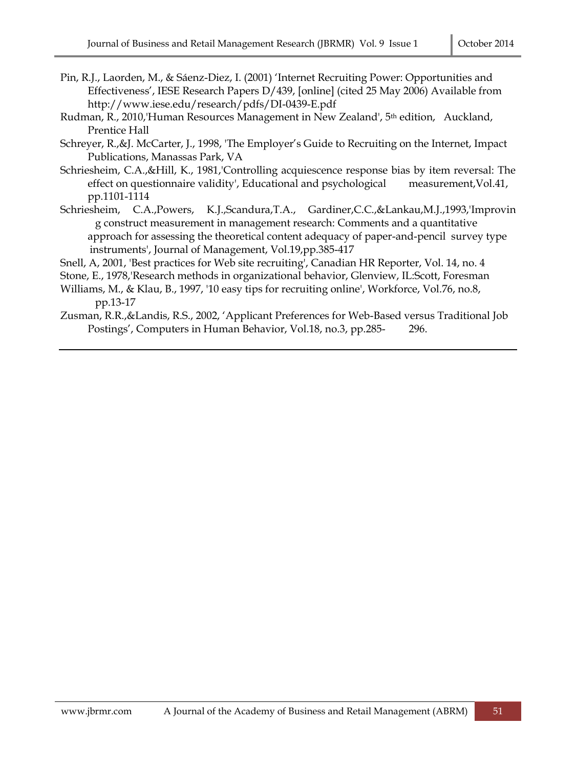Pin, R.J., Laorden, M., & Sáenz-Diez, I. (2001) 'Internet Recruiting Power: Opportunities and Effectiveness', IESE Research Papers D/439, [online] (cited 25 May 2006) Available from http://www.iese.edu/research/pdfs/DI-0439-E.pdf

Rudman, R., 2010,'Human Resources Management in New Zealand', 5th edition, Auckland, Prentice Hall

Schreyer, R.,&J. McCarter, J., 1998, 'The Employer's Guide to Recruiting on the Internet, Impact Publications, Manassas Park, VA

Schriesheim, C.A.,&Hill, K., 1981,'Controlling acquiescence response bias by item reversal: The effect on questionnaire validity', Educational and psychological measurement,Vol.41, pp.1101-1114

Schriesheim, C.A.,Powers, K.J.,Scandura,T.A., Gardiner,C.C.,&Lankau,M.J.,1993,'Improving construct measurement in management research: Comments and a quantitative approach for assessing the theoretical content adequacy of paper-and-pencil survey type instruments', Journal of Management, Vol.19,pp.385-417

Snell, A, 2001, 'Best practices for Web site recruiting', Canadian HR Reporter, Vol. 14, no. 4

Stone, E., 1978,'Research methods in organizational behavior, Glenview, IL:Scott, Foresman

Williams, M., & Klau, B., 1997, '10 easy tips for recruiting online', Workforce, Vol.76, no.8, pp.13-17

Zusman, R.R.,&Landis, R.S., 2002, 'Applicant Preferences for Web-Based versus Traditional Job Postings', Computers in Human Behavior, Vol.18, no.3, pp.285- 296.